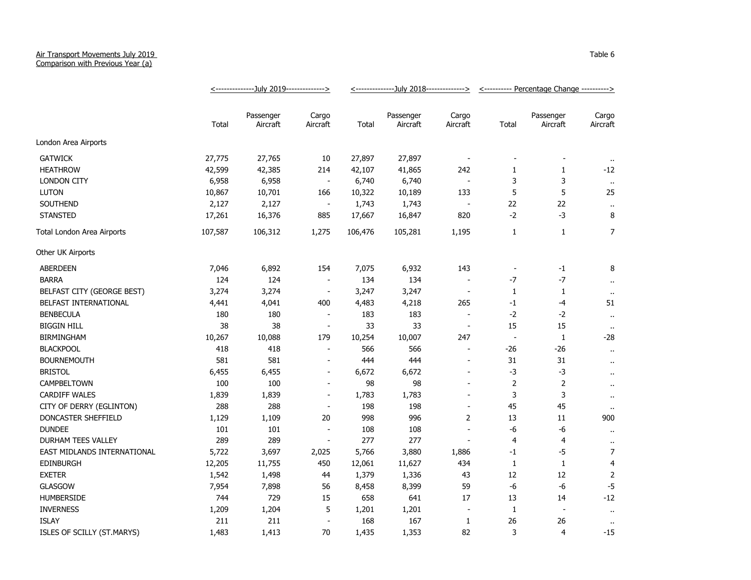Air Transport Movements July 2019
Comparison with Previous Year (a)

Table 6

| | July 2019 | | | July 2018 | | | Percentage Change | | |
|---|---|---|---|---|---|---|---|---|---|
| | Total | Passenger Aircraft | Cargo Aircraft | Total | Passenger Aircraft | Cargo Aircraft | Total | Passenger Aircraft | Cargo Aircraft |
| London Area Airports | | | | | | | | | |
| GATWICK | 27,775 | 27,765 | 10 | 27,897 | 27,897 | - | - | - | .. |
| HEATHROW | 42,599 | 42,385 | 214 | 42,107 | 41,865 | 242 | 1 | 1 | -12 |
| LONDON CITY | 6,958 | 6,958 | - | 6,740 | 6,740 | - | 3 | 3 | .. |
| LUTON | 10,867 | 10,701 | 166 | 10,322 | 10,189 | 133 | 5 | 5 | 25 |
| SOUTHEND | 2,127 | 2,127 | - | 1,743 | 1,743 | - | 22 | 22 | .. |
| STANSTED | 17,261 | 16,376 | 885 | 17,667 | 16,847 | 820 | -2 | -3 | 8 |
| Total London Area Airports | 107,587 | 106,312 | 1,275 | 106,476 | 105,281 | 1,195 | 1 | 1 | 7 |
| Other UK Airports | | | | | | | | | |
| ABERDEEN | 7,046 | 6,892 | 154 | 7,075 | 6,932 | 143 | - | -1 | 8 |
| BARRA | 124 | 124 | - | 134 | 134 | - | -7 | -7 | .. |
| BELFAST CITY (GEORGE BEST) | 3,274 | 3,274 | - | 3,247 | 3,247 | - | 1 | 1 | .. |
| BELFAST INTERNATIONAL | 4,441 | 4,041 | 400 | 4,483 | 4,218 | 265 | -1 | -4 | 51 |
| BENBECULA | 180 | 180 | - | 183 | 183 | - | -2 | -2 | .. |
| BIGGIN HILL | 38 | 38 | - | 33 | 33 | - | 15 | 15 | .. |
| BIRMINGHAM | 10,267 | 10,088 | 179 | 10,254 | 10,007 | 247 | - | 1 | -28 |
| BLACKPOOL | 418 | 418 | - | 566 | 566 | - | -26 | -26 | .. |
| BOURNEMOUTH | 581 | 581 | - | 444 | 444 | - | 31 | 31 | .. |
| BRISTOL | 6,455 | 6,455 | - | 6,672 | 6,672 | - | -3 | -3 | .. |
| CAMPBELTOWN | 100 | 100 | - | 98 | 98 | - | 2 | 2 | .. |
| CARDIFF WALES | 1,839 | 1,839 | - | 1,783 | 1,783 | - | 3 | 3 | .. |
| CITY OF DERRY (EGLINTON) | 288 | 288 | - | 198 | 198 | - | 45 | 45 | .. |
| DONCASTER SHEFFIELD | 1,129 | 1,109 | 20 | 998 | 996 | 2 | 13 | 11 | 900 |
| DUNDEE | 101 | 101 | - | 108 | 108 | - | -6 | -6 | .. |
| DURHAM TEES VALLEY | 289 | 289 | - | 277 | 277 | - | 4 | 4 | .. |
| EAST MIDLANDS INTERNATIONAL | 5,722 | 3,697 | 2,025 | 5,766 | 3,880 | 1,886 | -1 | -5 | 7 |
| EDINBURGH | 12,205 | 11,755 | 450 | 12,061 | 11,627 | 434 | 1 | 1 | 4 |
| EXETER | 1,542 | 1,498 | 44 | 1,379 | 1,336 | 43 | 12 | 12 | 2 |
| GLASGOW | 7,954 | 7,898 | 56 | 8,458 | 8,399 | 59 | -6 | -6 | -5 |
| HUMBERSIDE | 744 | 729 | 15 | 658 | 641 | 17 | 13 | 14 | -12 |
| INVERNESS | 1,209 | 1,204 | 5 | 1,201 | 1,201 | - | 1 | - | .. |
| ISLAY | 211 | 211 | - | 168 | 167 | 1 | 26 | 26 | .. |
| ISLES OF SCILLY (ST.MARYS) | 1,483 | 1,413 | 70 | 1,435 | 1,353 | 82 | 3 | 4 | -15 |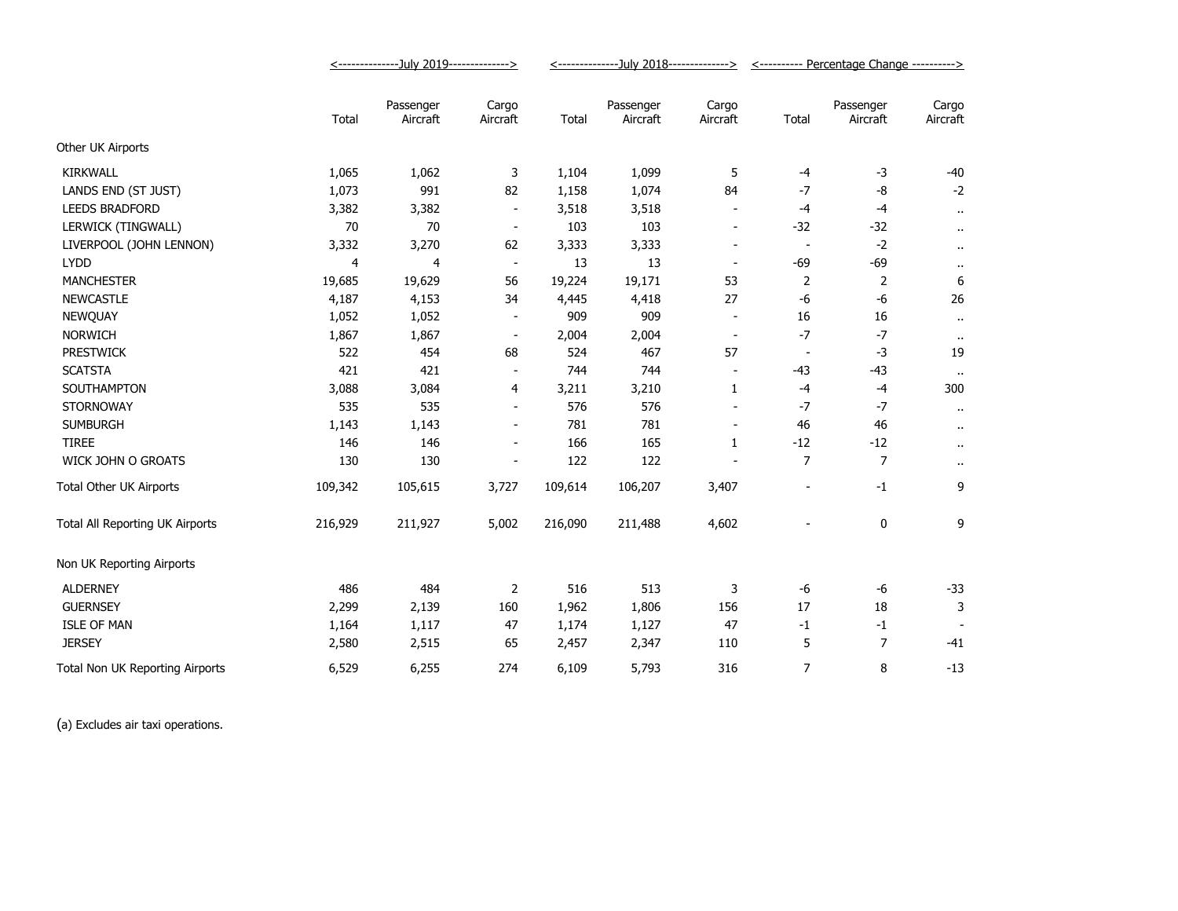| | July 2019 | | | July 2018 | | | Percentage Change | | |
|---|---|---|---|---|---|---|---|---|---|
| | Total | Passenger Aircraft | Cargo Aircraft | Total | Passenger Aircraft | Cargo Aircraft | Total | Passenger Aircraft | Cargo Aircraft |
| Other UK Airports | | | | | | | | | |
| KIRKWALL | 1,065 | 1,062 | 3 | 1,104 | 1,099 | 5 | -4 | -3 | -40 |
| LANDS END (ST JUST) | 1,073 | 991 | 82 | 1,158 | 1,074 | 84 | -7 | -8 | -2 |
| LEEDS BRADFORD | 3,382 | 3,382 | - | 3,518 | 3,518 | - | -4 | -4 | .. |
| LERWICK (TINGWALL) | 70 | 70 | - | 103 | 103 | - | -32 | -32 | .. |
| LIVERPOOL (JOHN LENNON) | 3,332 | 3,270 | 62 | 3,333 | 3,333 | - | - | -2 | .. |
| LYDD | 4 | 4 | - | 13 | 13 | - | -69 | -69 | .. |
| MANCHESTER | 19,685 | 19,629 | 56 | 19,224 | 19,171 | 53 | 2 | 2 | 6 |
| NEWCASTLE | 4,187 | 4,153 | 34 | 4,445 | 4,418 | 27 | -6 | -6 | 26 |
| NEWQUAY | 1,052 | 1,052 | - | 909 | 909 | - | 16 | 16 | .. |
| NORWICH | 1,867 | 1,867 | - | 2,004 | 2,004 | - | -7 | -7 | .. |
| PRESTWICK | 522 | 454 | 68 | 524 | 467 | 57 | - | -3 | 19 |
| SCATSTA | 421 | 421 | - | 744 | 744 | - | -43 | -43 | .. |
| SOUTHAMPTON | 3,088 | 3,084 | 4 | 3,211 | 3,210 | 1 | -4 | -4 | 300 |
| STORNOWAY | 535 | 535 | - | 576 | 576 | - | -7 | -7 | .. |
| SUMBURGH | 1,143 | 1,143 | - | 781 | 781 | - | 46 | 46 | .. |
| TIREE | 146 | 146 | - | 166 | 165 | 1 | -12 | -12 | .. |
| WICK JOHN O GROATS | 130 | 130 | - | 122 | 122 | - | 7 | 7 | .. |
| Total Other UK Airports | 109,342 | 105,615 | 3,727 | 109,614 | 106,207 | 3,407 | - | -1 | 9 |
| Total All Reporting UK Airports | 216,929 | 211,927 | 5,002 | 216,090 | 211,488 | 4,602 | - | 0 | 9 |
| Non UK Reporting Airports | | | | | | | | | |
| ALDERNEY | 486 | 484 | 2 | 516 | 513 | 3 | -6 | -6 | -33 |
| GUERNSEY | 2,299 | 2,139 | 160 | 1,962 | 1,806 | 156 | 17 | 18 | 3 |
| ISLE OF MAN | 1,164 | 1,117 | 47 | 1,174 | 1,127 | 47 | -1 | -1 | - |
| JERSEY | 2,580 | 2,515 | 65 | 2,457 | 2,347 | 110 | 5 | 7 | -41 |
| Total Non UK Reporting Airports | 6,529 | 6,255 | 274 | 6,109 | 5,793 | 316 | 7 | 8 | -13 |

(a) Excludes air taxi operations.